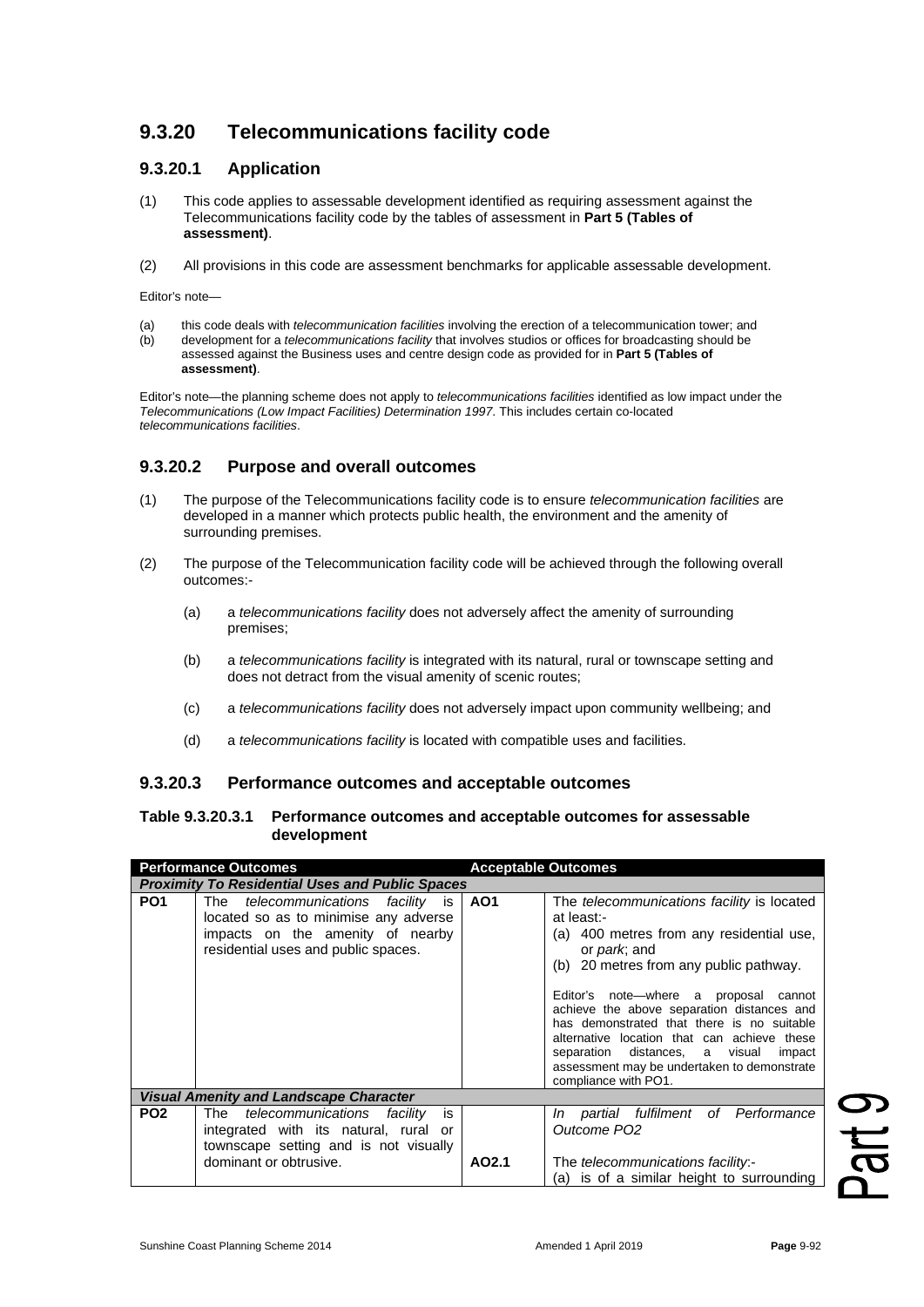## 9.3.20 Telecommunications facility code

### 9.3.20.1 Application

(1) This code applies to assessable development identified as requiring assessment against the Telecommunications facility code by the tables of assessment in **Part 5 (Tables of assessment)**.

(2) All provisions in this code are assessment benchmarks for applicable assessable development.

Editor's note—

(a) this code deals with *telecommunication facilities* involving the erection of a telecommunication tower; and
(b) development for a *telecommunications facility* that involves studios or offices for broadcasting should be assessed against the Business uses and centre design code as provided for in **Part 5 (Tables of assessment)**.

Editor's note—the planning scheme does not apply to *telecommunications facilities* identified as low impact under the *Telecommunications (Low Impact Facilities) Determination 1997*. This includes certain co-located *telecommunications facilities*.

### 9.3.20.2 Purpose and overall outcomes

(1) The purpose of the Telecommunications facility code is to ensure *telecommunication facilities* are developed in a manner which protects public health, the environment and the amenity of surrounding premises.

(2) The purpose of the Telecommunication facility code will be achieved through the following overall outcomes:-

(a) a *telecommunications facility* does not adversely affect the amenity of surrounding premises;

(b) a *telecommunications facility* is integrated with its natural, rural or townscape setting and does not detract from the visual amenity of scenic routes;

(c) a *telecommunications facility* does not adversely impact upon community wellbeing; and

(d) a *telecommunications facility* is located with compatible uses and facilities.

### 9.3.20.3 Performance outcomes and acceptable outcomes

**Table 9.3.20.3.1 Performance outcomes and acceptable outcomes for assessable development**

| Performance Outcomes | | Acceptable Outcomes | |
|---|---|---|---|
| ***Proximity To Residential Uses and Public Spaces*** | | | |
| **PO1** | The *telecommunications facility* is located so as to minimise any adverse impacts on the amenity of nearby residential uses and public spaces. | **AO1** | The *telecommunications facility* is located at least:-<br>(a) 400 metres from any residential use, or *park*; and<br>(b) 20 metres from any public pathway.<br><br>Editor's note—where a proposal cannot achieve the above separation distances and has demonstrated that there is no suitable alternative location that can achieve these separation distances, a visual impact assessment may be undertaken to demonstrate compliance with PO1. |
| ***Visual Amenity and Landscape Character*** | | | |
| **PO2** | The *telecommunications facility* is integrated with its natural, rural or townscape setting and is not visually dominant or obtrusive. | <br><br>**AO2.1** | *In partial fulfilment of Performance Outcome PO2*<br><br>The *telecommunications facility*:-<br>(a) is of a similar height to surrounding |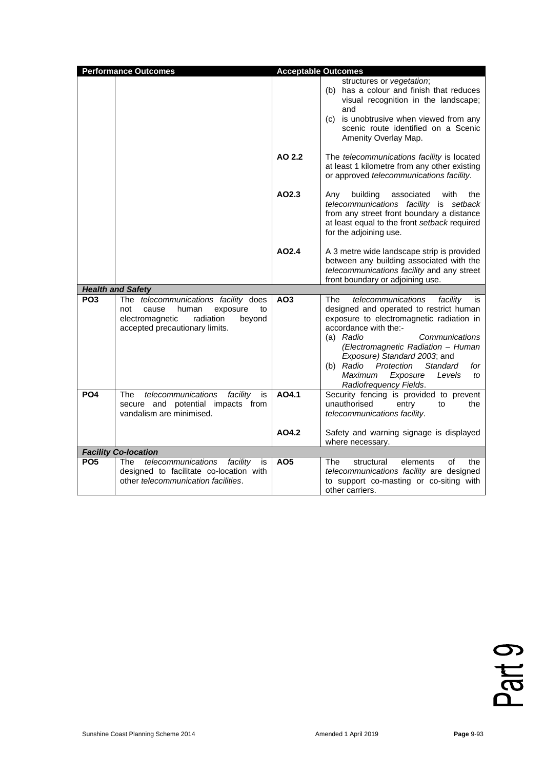| Performance Outcomes | | Acceptable Outcomes | |
|---|---|---|---|
| | | | structures or *vegetation*;<br>(b) has a colour and finish that reduces visual recognition in the landscape; and<br>(c) is unobtrusive when viewed from any scenic route identified on a Scenic Amenity Overlay Map. |
| | | **AO 2.2** | The *telecommunications facility* is located at least 1 kilometre from any other existing or approved *telecommunications facility*. |
| | | **AO2.3** | Any building associated with the *telecommunications facility* is *setback* from any street front boundary a distance at least equal to the front *setback* required for the adjoining use. |
| | | **AO2.4** | A 3 metre wide landscape strip is provided between any building associated with the *telecommunications facility* and any street front boundary or adjoining use. |
| ***Health and Safety*** | | | |
| **PO3** | The *telecommunications facility* does not cause human exposure to electromagnetic radiation beyond accepted precautionary limits. | **AO3** | The *telecommunications facility* is designed and operated to restrict human exposure to electromagnetic radiation in accordance with the:-<br>(a) *Radio Communications (Electromagnetic Radiation – Human Exposure) Standard 2003*; and<br>(b) *Radio Protection Standard for Maximum Exposure Levels to Radiofrequency Fields*. |
| **PO4** | The *telecommunications facility* is secure and potential impacts from vandalism are minimised. | **AO4.1** | Security fencing is provided to prevent unauthorised entry to the *telecommunications facility*. |
| | | **AO4.2** | Safety and warning signage is displayed where necessary. |
| ***Facility Co-location*** | | | |
| **PO5** | The *telecommunications facility* is designed to facilitate co-location with other *telecommunication facilities*. | **AO5** | The structural elements of the *telecommunications facility* are designed to support co-masting or co-siting with other carriers. |